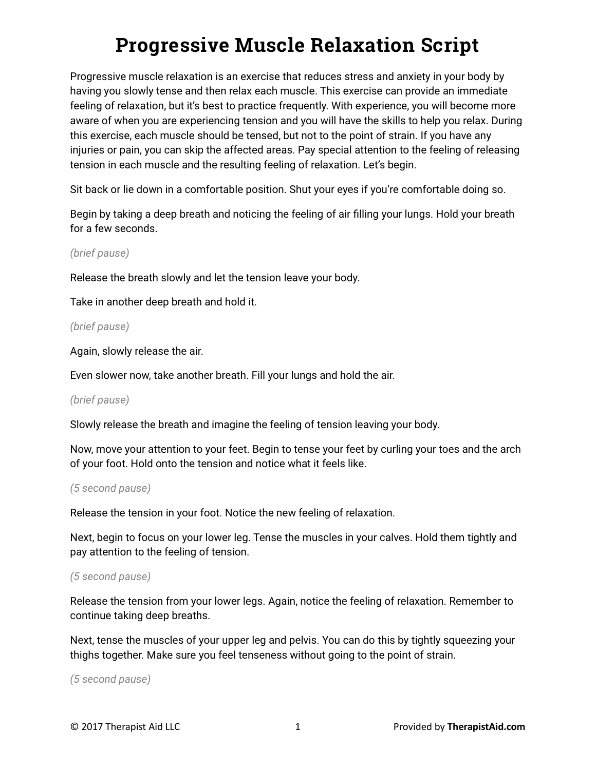# Progressive Muscle Relaxation Script

Progressive muscle relaxation is an exercise that reduces stress and anxiety in your body by having you slowly tense and then relax each muscle. This exercise can provide an immediate feeling of relaxation, but it's best to practice frequently. With experience, you will become more aware of when you are experiencing tension and you will have the skills to help you relax. During this exercise, each muscle should be tensed, but not to the point of strain. If you have any injuries or pain, you can skip the affected areas. Pay special attention to the feeling of releasing tension in each muscle and the resulting feeling of relaxation. Let's begin.

Sit back or lie down in a comfortable position. Shut your eyes if you're comfortable doing so.

Begin by taking a deep breath and noticing the feeling of air filling your lungs. Hold your breath for a few seconds.

*(brief pause)*

Release the breath slowly and let the tension leave your body.

Take in another deep breath and hold it.

*(brief pause)*

Again, slowly release the air.

Even slower now, take another breath. Fill your lungs and hold the air.

*(brief pause)*

Slowly release the breath and imagine the feeling of tension leaving your body.

Now, move your attention to your feet. Begin to tense your feet by curling your toes and the arch of your foot. Hold onto the tension and notice what it feels like.

*(5 second pause)*

Release the tension in your foot. Notice the new feeling of relaxation.

Next, begin to focus on your lower leg. Tense the muscles in your calves. Hold them tightly and pay attention to the feeling of tension.

*(5 second pause)*

Release the tension from your lower legs. Again, notice the feeling of relaxation. Remember to continue taking deep breaths.

Next, tense the muscles of your upper leg and pelvis. You can do this by tightly squeezing your thighs together. Make sure you feel tenseness without going to the point of strain.

*(5 second pause)*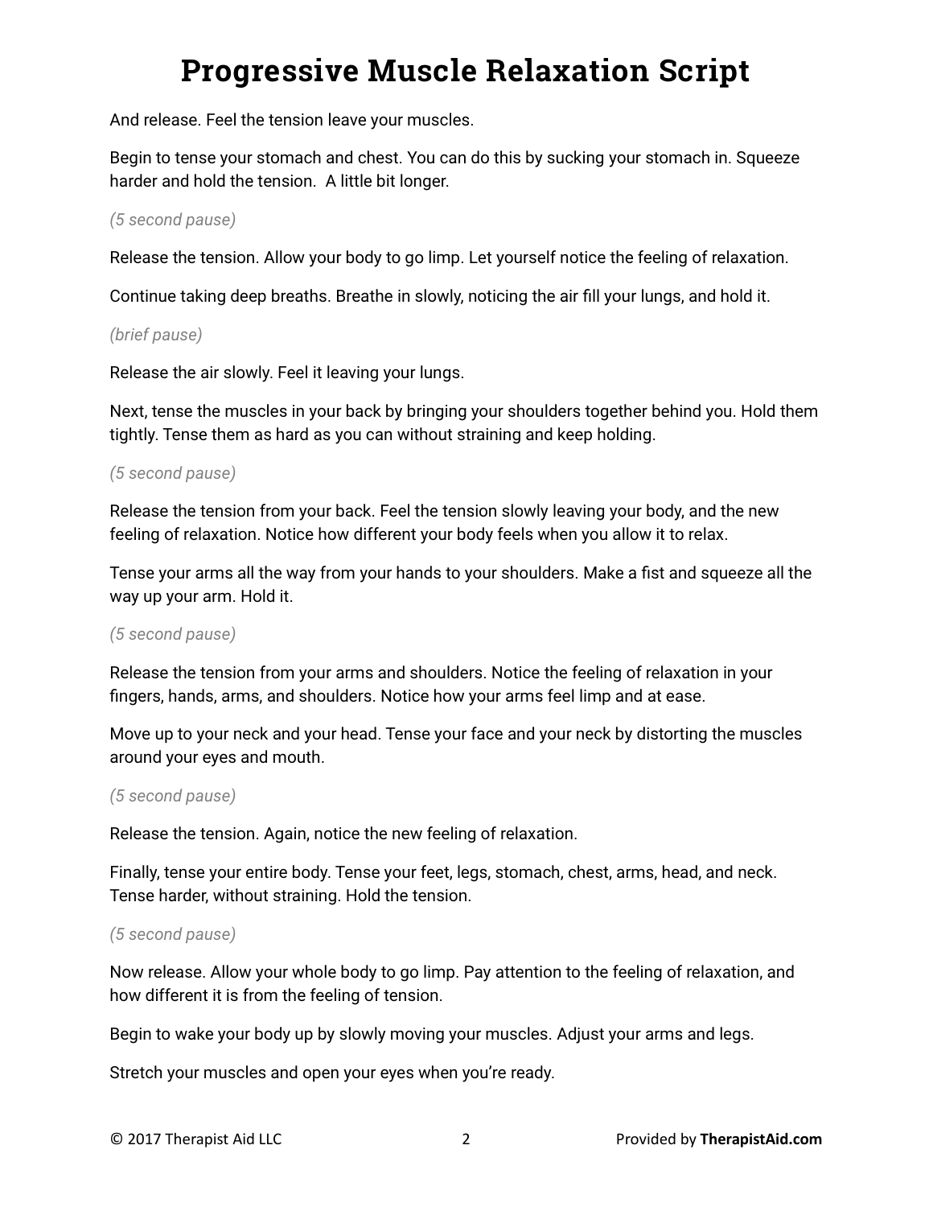# Progressive Muscle Relaxation Script

And release. Feel the tension leave your muscles.

Begin to tense your stomach and chest. You can do this by sucking your stomach in. Squeeze harder and hold the tension. A little bit longer.

*(5 second pause)*

Release the tension. Allow your body to go limp. Let yourself notice the feeling of relaxation.

Continue taking deep breaths. Breathe in slowly, noticing the air fill your lungs, and hold it.

*(brief pause)*

Release the air slowly. Feel it leaving your lungs.

Next, tense the muscles in your back by bringing your shoulders together behind you. Hold them tightly. Tense them as hard as you can without straining and keep holding.

*(5 second pause)*

Release the tension from your back. Feel the tension slowly leaving your body, and the new feeling of relaxation. Notice how different your body feels when you allow it to relax.

Tense your arms all the way from your hands to your shoulders. Make a fist and squeeze all the way up your arm. Hold it.

*(5 second pause)*

Release the tension from your arms and shoulders. Notice the feeling of relaxation in your fingers, hands, arms, and shoulders. Notice how your arms feel limp and at ease.

Move up to your neck and your head. Tense your face and your neck by distorting the muscles around your eyes and mouth.

*(5 second pause)*

Release the tension. Again, notice the new feeling of relaxation.

Finally, tense your entire body. Tense your feet, legs, stomach, chest, arms, head, and neck. Tense harder, without straining. Hold the tension.

*(5 second pause)*

Now release. Allow your whole body to go limp. Pay attention to the feeling of relaxation, and how different it is from the feeling of tension.

Begin to wake your body up by slowly moving your muscles. Adjust your arms and legs.

Stretch your muscles and open your eyes when you're ready.

© 2017 Therapist Aid LLC Provided by **TherapistAid.com**